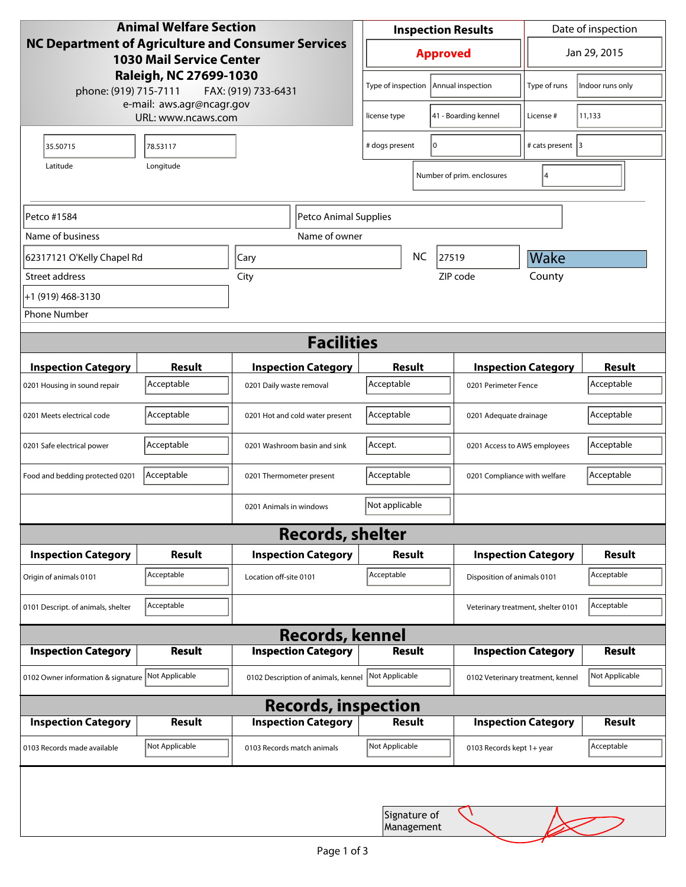**Animal Welfare Section**
**NC Department of Agriculture and Consumer Services**
**1030 Mail Service Center**
**Raleigh, NC 27699-1030**
phone: (919) 715-7111 FAX: (919) 733-6431
e-mail: aws.agr@ncagr.gov
URL: www.ncaws.com

| Inspection Results | Date of inspection |
|---|---|
| **Approved** | Jan 29, 2015 |

| | | | |
|---|---|---|---|
| Type of inspection | Annual inspection | Type of runs | Indoor runs only |
| license type | 41 - Boarding kennel | License # | 11,133 |
| # dogs present | 0 | # cats present | 3 |
| Number of prim. enclosures | 4 | | |

| Latitude | Longitude |
|---|---|
| 35.50715 | 78.53117 |

| Field | Value |
|---|---|
| Name of business | Petco #1584 |
| Name of owner | Petco Animal Supplies |
| Street address | 62317121 O'Kelly Chapel Rd |
| City | Cary |
| State | NC |
| ZIP code | 27519 |
| County | Wake |
| Phone Number | +1 (919) 468-3130 |

## Facilities

| Inspection Category | Result | Inspection Category | Result | Inspection Category | Result |
|---|---|---|---|---|---|
| 0201 Housing in sound repair | Acceptable | 0201 Daily waste removal | Acceptable | 0201 Perimeter Fence | Acceptable |
| 0201 Meets electrical code | Acceptable | 0201 Hot and cold water present | Acceptable | 0201 Adequate drainage | Acceptable |
| 0201 Safe electrical power | Acceptable | 0201 Washroom basin and sink | Accept. | 0201 Access to AWS employees | Acceptable |
| Food and bedding protected 0201 | Acceptable | 0201 Thermometer present | Acceptable | 0201 Compliance with welfare | Acceptable |
| | | 0201 Animals in windows | Not applicable | | |

## Records, shelter

| Inspection Category | Result | Inspection Category | Result | Inspection Category | Result |
|---|---|---|---|---|---|
| Origin of animals 0101 | Acceptable | Location off-site 0101 | Acceptable | Disposition of animals 0101 | Acceptable |
| 0101 Descript. of animals, shelter | Acceptable | | | Veterinary treatment, shelter 0101 | Acceptable |

## Records, kennel

| Inspection Category | Result | Inspection Category | Result | Inspection Category | Result |
|---|---|---|---|---|---|
| 0102 Owner information & signature | Not Applicable | 0102 Description of animals, kennel | Not Applicable | 0102 Veterinary treatment, kennel | Not Applicable |

## Records, inspection

| Inspection Category | Result | Inspection Category | Result | Inspection Category | Result |
|---|---|---|---|---|---|
| 0103 Records made available | Not Applicable | 0103 Records match animals | Not Applicable | 0103 Records kept 1+ year | Acceptable |

Signature of Management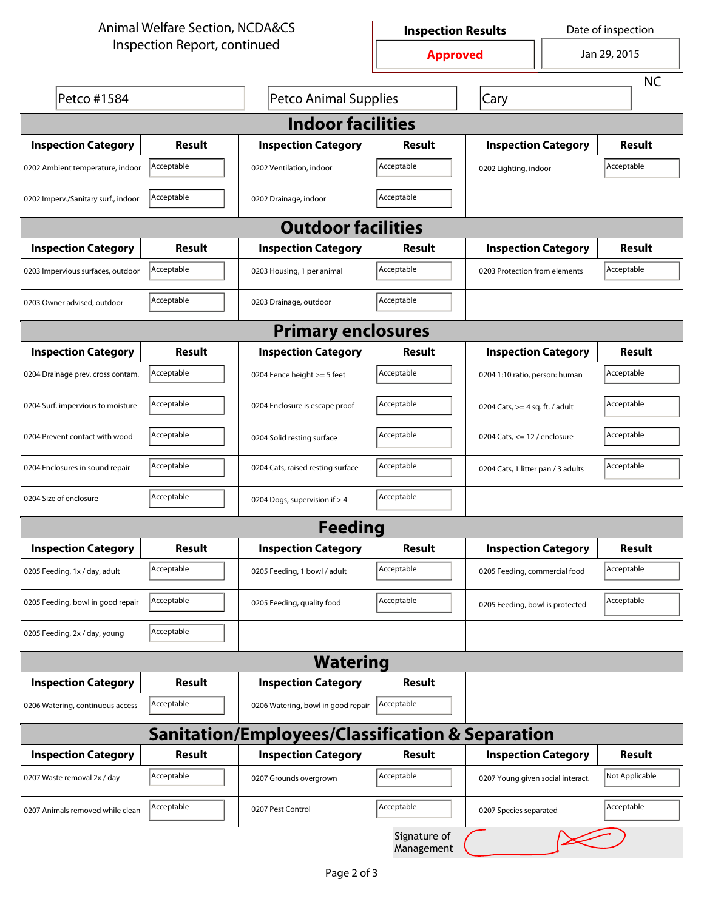Animal Welfare Section, NCDA&CS
Inspection Report, continued

| Inspection Results | Date of inspection |
|---|---|
| Approved | Jan 29, 2015 |

Petco #1584 | Petco Animal Supplies | Cary | NC

## Indoor facilities

| Inspection Category | Result | Inspection Category | Result | Inspection Category | Result |
|---|---|---|---|---|---|
| 0202 Ambient temperature, indoor | Acceptable | 0202 Ventilation, indoor | Acceptable | 0202 Lighting, indoor | Acceptable |
| 0202 Imperv./Sanitary surf., indoor | Acceptable | 0202 Drainage, indoor | Acceptable | | |

## Outdoor facilities

| Inspection Category | Result | Inspection Category | Result | Inspection Category | Result |
|---|---|---|---|---|---|
| 0203 Impervious surfaces, outdoor | Acceptable | 0203 Housing, 1 per animal | Acceptable | 0203 Protection from elements | Acceptable |
| 0203 Owner advised, outdoor | Acceptable | 0203 Drainage, outdoor | Acceptable | | |

## Primary enclosures

| Inspection Category | Result | Inspection Category | Result | Inspection Category | Result |
|---|---|---|---|---|---|
| 0204 Drainage prev. cross contam. | Acceptable | 0204 Fence height >= 5 feet | Acceptable | 0204 1:10 ratio, person: human | Acceptable |
| 0204 Surf. impervious to moisture | Acceptable | 0204 Enclosure is escape proof | Acceptable | 0204 Cats, >= 4 sq. ft. / adult | Acceptable |
| 0204 Prevent contact with wood | Acceptable | 0204 Solid resting surface | Acceptable | 0204 Cats, <= 12 / enclosure | Acceptable |
| 0204 Enclosures in sound repair | Acceptable | 0204 Cats, raised resting surface | Acceptable | 0204 Cats, 1 litter pan / 3 adults | Acceptable |
| 0204 Size of enclosure | Acceptable | 0204 Dogs, supervision if > 4 | Acceptable | | |

## Feeding

| Inspection Category | Result | Inspection Category | Result | Inspection Category | Result |
|---|---|---|---|---|---|
| 0205 Feeding, 1x / day, adult | Acceptable | 0205 Feeding, 1 bowl / adult | Acceptable | 0205 Feeding, commercial food | Acceptable |
| 0205 Feeding, bowl in good repair | Acceptable | 0205 Feeding, quality food | Acceptable | 0205 Feeding, bowl is protected | Acceptable |
| 0205 Feeding, 2x / day, young | Acceptable | | | | |

## Watering

| Inspection Category | Result | Inspection Category | Result |
|---|---|---|---|
| 0206 Watering, continuous access | Acceptable | 0206 Watering, bowl in good repair | Acceptable |

## Sanitation/Employees/Classification & Separation

| Inspection Category | Result | Inspection Category | Result | Inspection Category | Result |
|---|---|---|---|---|---|
| 0207 Waste removal 2x / day | Acceptable | 0207 Grounds overgrown | Acceptable | 0207 Young given social interact. | Not Applicable |
| 0207 Animals removed while clean | Acceptable | 0207 Pest Control | Acceptable | 0207 Species separated | Acceptable |

Signature of Management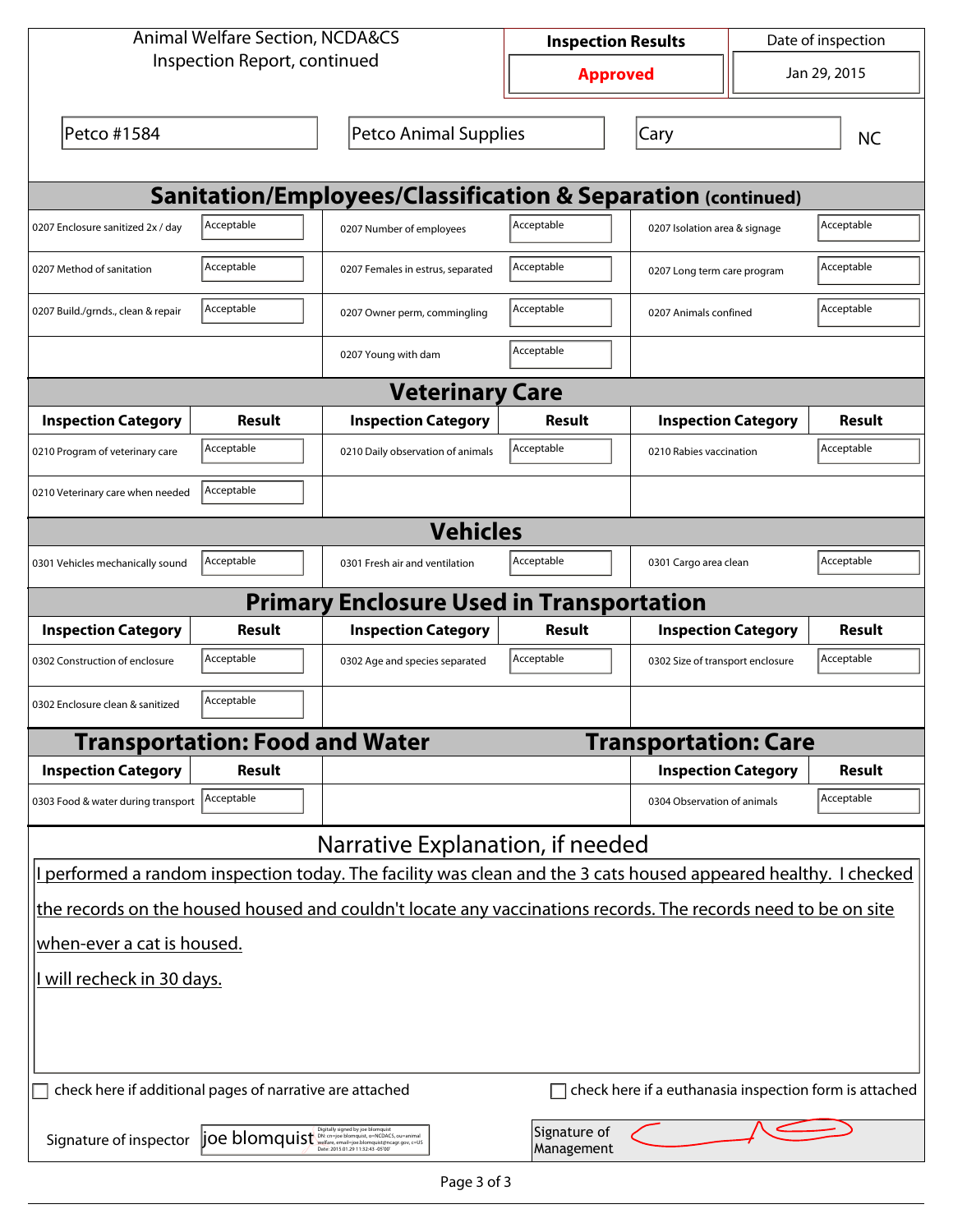Animal Welfare Section, NCDA&CS
Inspection Report, continued

| Inspection Results | Date of inspection |
|---|---|
| Approved | Jan 29, 2015 |

| | | | |
|---|---|---|---|
| Petco #1584 | Petco Animal Supplies | Cary | NC |

## Sanitation/Employees/Classification & Separation (continued)

| | | | | | |
|---|---|---|---|---|---|
| 0207 Enclosure sanitized 2x / day | Acceptable | 0207 Number of employees | Acceptable | 0207 Isolation area & signage | Acceptable |
| 0207 Method of sanitation | Acceptable | 0207 Females in estrus, separated | Acceptable | 0207 Long term care program | Acceptable |
| 0207 Build./grnds., clean & repair | Acceptable | 0207 Owner perm, commingling | Acceptable | 0207 Animals confined | Acceptable |
| | | 0207 Young with dam | Acceptable | | |

## Veterinary Care

| Inspection Category | Result | Inspection Category | Result | Inspection Category | Result |
|---|---|---|---|---|---|
| 0210 Program of veterinary care | Acceptable | 0210 Daily observation of animals | Acceptable | 0210 Rabies vaccination | Acceptable |
| 0210 Veterinary care when needed | Acceptable | | | | |

## Vehicles

| | | | | | |
|---|---|---|---|---|---|
| 0301 Vehicles mechanically sound | Acceptable | 0301 Fresh air and ventilation | Acceptable | 0301 Cargo area clean | Acceptable |

## Primary Enclosure Used in Transportation

| Inspection Category | Result | Inspection Category | Result | Inspection Category | Result |
|---|---|---|---|---|---|
| 0302 Construction of enclosure | Acceptable | 0302 Age and species separated | Acceptable | 0302 Size of transport enclosure | Acceptable |
| 0302 Enclosure clean & sanitized | Acceptable | | | | |

## Transportation: Food and Water

| Inspection Category | Result |
|---|---|
| 0303 Food & water during transport | Acceptable |

## Transportation: Care

| Inspection Category | Result |
|---|---|
| 0304 Observation of animals | Acceptable |

## Narrative Explanation, if needed

I performed a random inspection today. The facility was clean and the 3 cats housed appeared healthy. I checked the records on the housed housed and couldn't locate any vaccinations records. The records need to be on site when-ever a cat is housed.

I will recheck in 30 days.

☐ check here if additional pages of narrative are attached

☐ check here if a euthanasia inspection form is attached

Signature of inspector: joe blomquist (Digitally signed by joe blomquist DN: cn=joe blomquist, o=NCDACS, ou=animal welfare, email=joe.blomquist@ncagr.gov, c=US Date: 2015.01.29 11:32:43 -05'00')

Signature of Management: [signature]